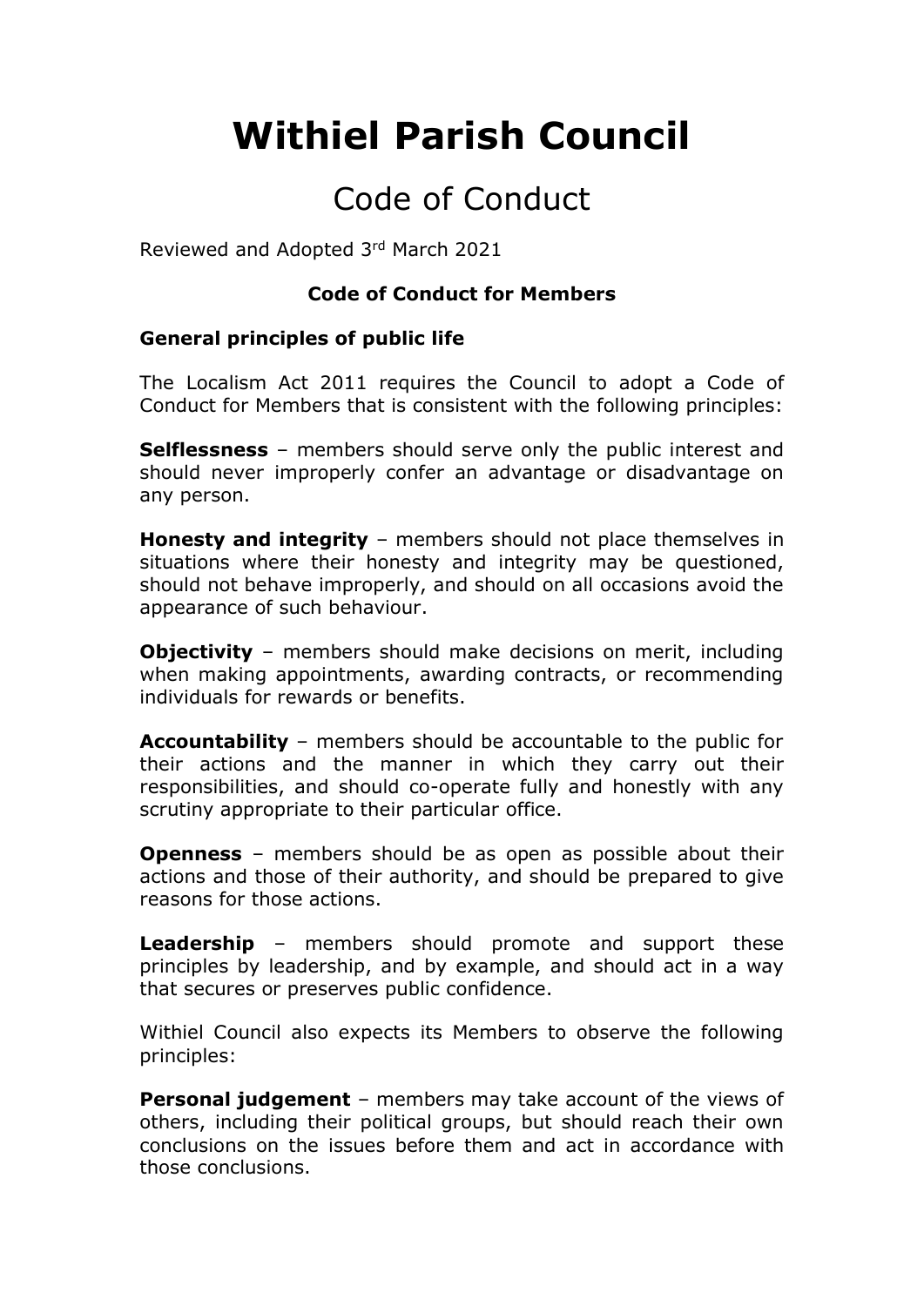# Withiel Parish Council

## Code of Conduct

Reviewed and Adopted 3rd March 2021

### Code of Conduct for Members

#### General principles of public life

The Localism Act 2011 requires the Council to adopt a Code of Conduct for Members that is consistent with the following principles:

**Selflessness** – members should serve only the public interest and should never improperly confer an advantage or disadvantage on any person.

**Honesty and integrity** – members should not place themselves in situations where their honesty and integrity may be questioned, should not behave improperly, and should on all occasions avoid the appearance of such behaviour.

**Objectivity** – members should make decisions on merit, including when making appointments, awarding contracts, or recommending individuals for rewards or benefits.

**Accountability** – members should be accountable to the public for their actions and the manner in which they carry out their responsibilities, and should co-operate fully and honestly with any scrutiny appropriate to their particular office.

**Openness** – members should be as open as possible about their actions and those of their authority, and should be prepared to give reasons for those actions.

**Leadership** – members should promote and support these principles by leadership, and by example, and should act in a way that secures or preserves public confidence.

Withiel Council also expects its Members to observe the following principles:

**Personal judgement** – members may take account of the views of others, including their political groups, but should reach their own conclusions on the issues before them and act in accordance with those conclusions.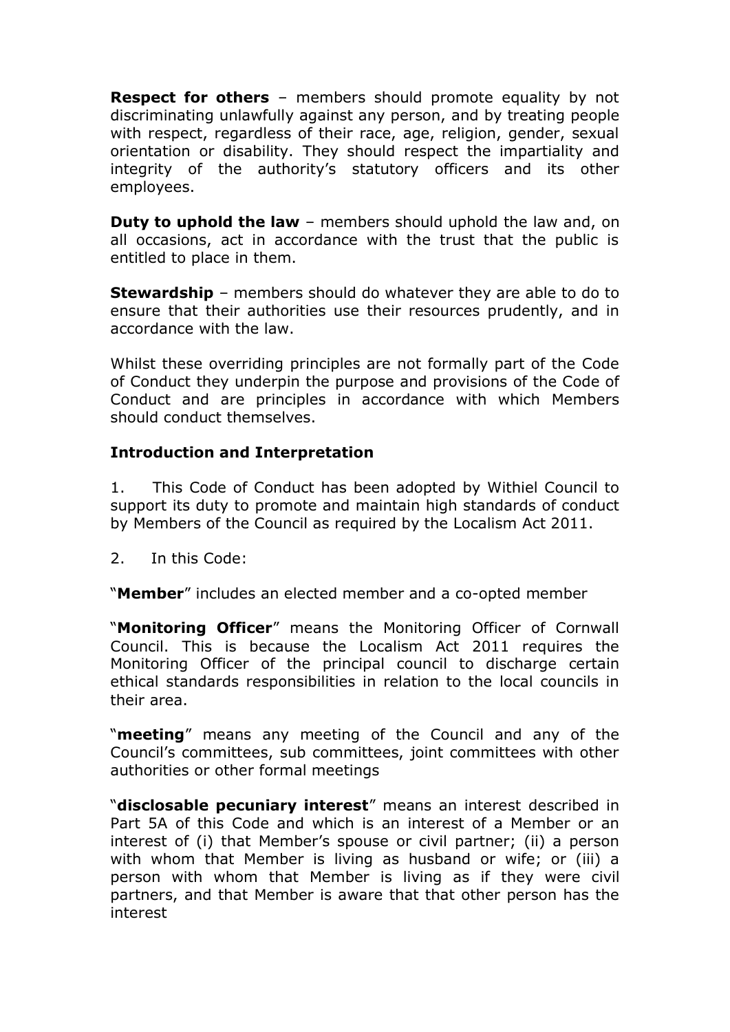**Respect for others** – members should promote equality by not discriminating unlawfully against any person, and by treating people with respect, regardless of their race, age, religion, gender, sexual orientation or disability. They should respect the impartiality and integrity of the authority's statutory officers and its other employees.

**Duty to uphold the law** – members should uphold the law and, on all occasions, act in accordance with the trust that the public is entitled to place in them.

**Stewardship** – members should do whatever they are able to do to ensure that their authorities use their resources prudently, and in accordance with the law.

Whilst these overriding principles are not formally part of the Code of Conduct they underpin the purpose and provisions of the Code of Conduct and are principles in accordance with which Members should conduct themselves.

**Introduction and Interpretation**

1. This Code of Conduct has been adopted by Withiel Council to support its duty to promote and maintain high standards of conduct by Members of the Council as required by the Localism Act 2011.

2. In this Code:

"**Member**" includes an elected member and a co-opted member

"**Monitoring Officer**" means the Monitoring Officer of Cornwall Council. This is because the Localism Act 2011 requires the Monitoring Officer of the principal council to discharge certain ethical standards responsibilities in relation to the local councils in their area.

"**meeting**" means any meeting of the Council and any of the Council's committees, sub committees, joint committees with other authorities or other formal meetings

"**disclosable pecuniary interest**" means an interest described in Part 5A of this Code and which is an interest of a Member or an interest of (i) that Member's spouse or civil partner; (ii) a person with whom that Member is living as husband or wife; or (iii) a person with whom that Member is living as if they were civil partners, and that Member is aware that that other person has the interest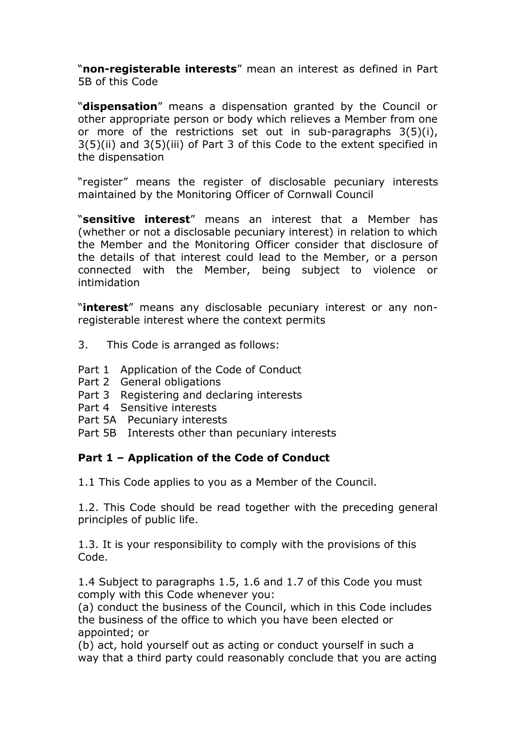"**non-registerable interests**" mean an interest as defined in Part 5B of this Code

"**dispensation**" means a dispensation granted by the Council or other appropriate person or body which relieves a Member from one or more of the restrictions set out in sub-paragraphs 3(5)(i), 3(5)(ii) and 3(5)(iii) of Part 3 of this Code to the extent specified in the dispensation

"register" means the register of disclosable pecuniary interests maintained by the Monitoring Officer of Cornwall Council

"**sensitive interest**" means an interest that a Member has (whether or not a disclosable pecuniary interest) in relation to which the Member and the Monitoring Officer consider that disclosure of the details of that interest could lead to the Member, or a person connected with the Member, being subject to violence or intimidation

"**interest**" means any disclosable pecuniary interest or any non-registerable interest where the context permits

3. This Code is arranged as follows:

Part 1 Application of the Code of Conduct
Part 2 General obligations
Part 3 Registering and declaring interests
Part 4 Sensitive interests
Part 5A Pecuniary interests
Part 5B Interests other than pecuniary interests

## Part 1 – Application of the Code of Conduct

1.1 This Code applies to you as a Member of the Council.

1.2. This Code should be read together with the preceding general principles of public life.

1.3. It is your responsibility to comply with the provisions of this Code.

1.4 Subject to paragraphs 1.5, 1.6 and 1.7 of this Code you must comply with this Code whenever you:
(a) conduct the business of the Council, which in this Code includes the business of the office to which you have been elected or appointed; or
(b) act, hold yourself out as acting or conduct yourself in such a way that a third party could reasonably conclude that you are acting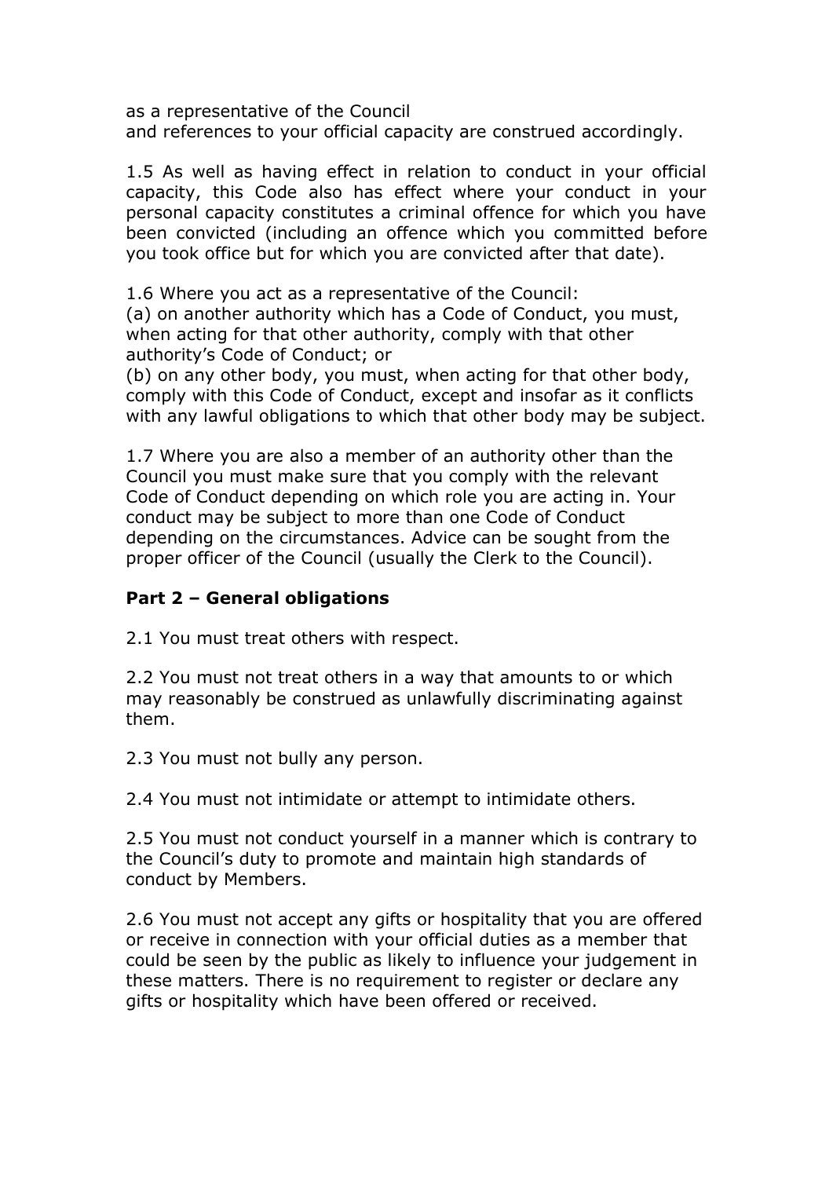as a representative of the Council
and references to your official capacity are construed accordingly.

1.5 As well as having effect in relation to conduct in your official capacity, this Code also has effect where your conduct in your personal capacity constitutes a criminal offence for which you have been convicted (including an offence which you committed before you took office but for which you are convicted after that date).

1.6 Where you act as a representative of the Council:
(a) on another authority which has a Code of Conduct, you must, when acting for that other authority, comply with that other authority's Code of Conduct; or
(b) on any other body, you must, when acting for that other body, comply with this Code of Conduct, except and insofar as it conflicts with any lawful obligations to which that other body may be subject.

1.7 Where you are also a member of an authority other than the Council you must make sure that you comply with the relevant Code of Conduct depending on which role you are acting in. Your conduct may be subject to more than one Code of Conduct depending on the circumstances. Advice can be sought from the proper officer of the Council (usually the Clerk to the Council).

## Part 2 – General obligations

2.1 You must treat others with respect.

2.2 You must not treat others in a way that amounts to or which may reasonably be construed as unlawfully discriminating against them.

2.3 You must not bully any person.

2.4 You must not intimidate or attempt to intimidate others.

2.5 You must not conduct yourself in a manner which is contrary to the Council's duty to promote and maintain high standards of conduct by Members.

2.6 You must not accept any gifts or hospitality that you are offered or receive in connection with your official duties as a member that could be seen by the public as likely to influence your judgement in these matters. There is no requirement to register or declare any gifts or hospitality which have been offered or received.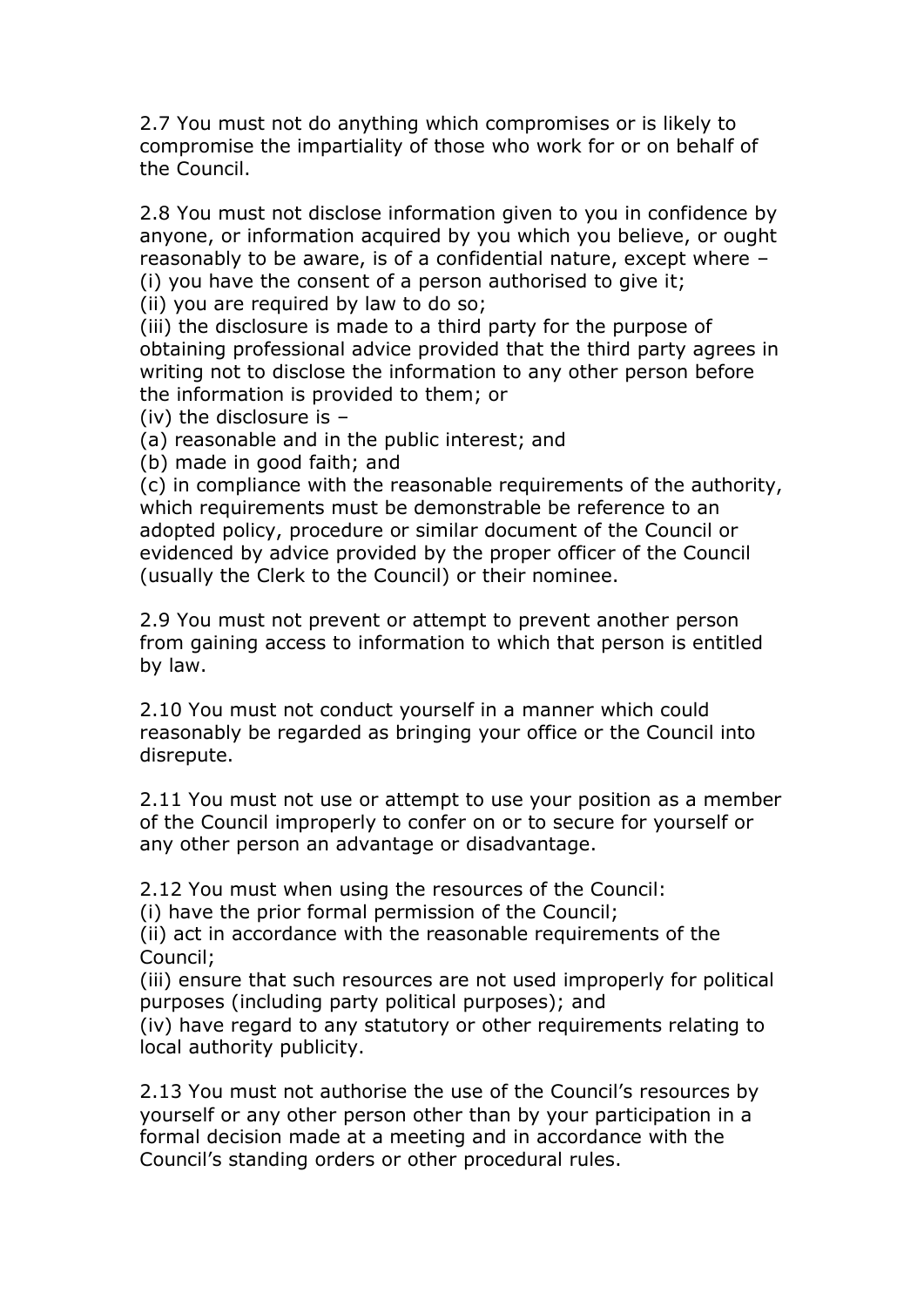2.7 You must not do anything which compromises or is likely to compromise the impartiality of those who work for or on behalf of the Council.

2.8 You must not disclose information given to you in confidence by anyone, or information acquired by you which you believe, or ought reasonably to be aware, is of a confidential nature, except where –
(i) you have the consent of a person authorised to give it;
(ii) you are required by law to do so;
(iii) the disclosure is made to a third party for the purpose of obtaining professional advice provided that the third party agrees in writing not to disclose the information to any other person before the information is provided to them; or
(iv) the disclosure is –
(a) reasonable and in the public interest; and
(b) made in good faith; and
(c) in compliance with the reasonable requirements of the authority, which requirements must be demonstrable be reference to an adopted policy, procedure or similar document of the Council or evidenced by advice provided by the proper officer of the Council (usually the Clerk to the Council) or their nominee.

2.9 You must not prevent or attempt to prevent another person from gaining access to information to which that person is entitled by law.

2.10 You must not conduct yourself in a manner which could reasonably be regarded as bringing your office or the Council into disrepute.

2.11 You must not use or attempt to use your position as a member of the Council improperly to confer on or to secure for yourself or any other person an advantage or disadvantage.

2.12 You must when using the resources of the Council:
(i) have the prior formal permission of the Council;
(ii) act in accordance with the reasonable requirements of the Council;
(iii) ensure that such resources are not used improperly for political purposes (including party political purposes); and
(iv) have regard to any statutory or other requirements relating to local authority publicity.

2.13 You must not authorise the use of the Council's resources by yourself or any other person other than by your participation in a formal decision made at a meeting and in accordance with the Council's standing orders or other procedural rules.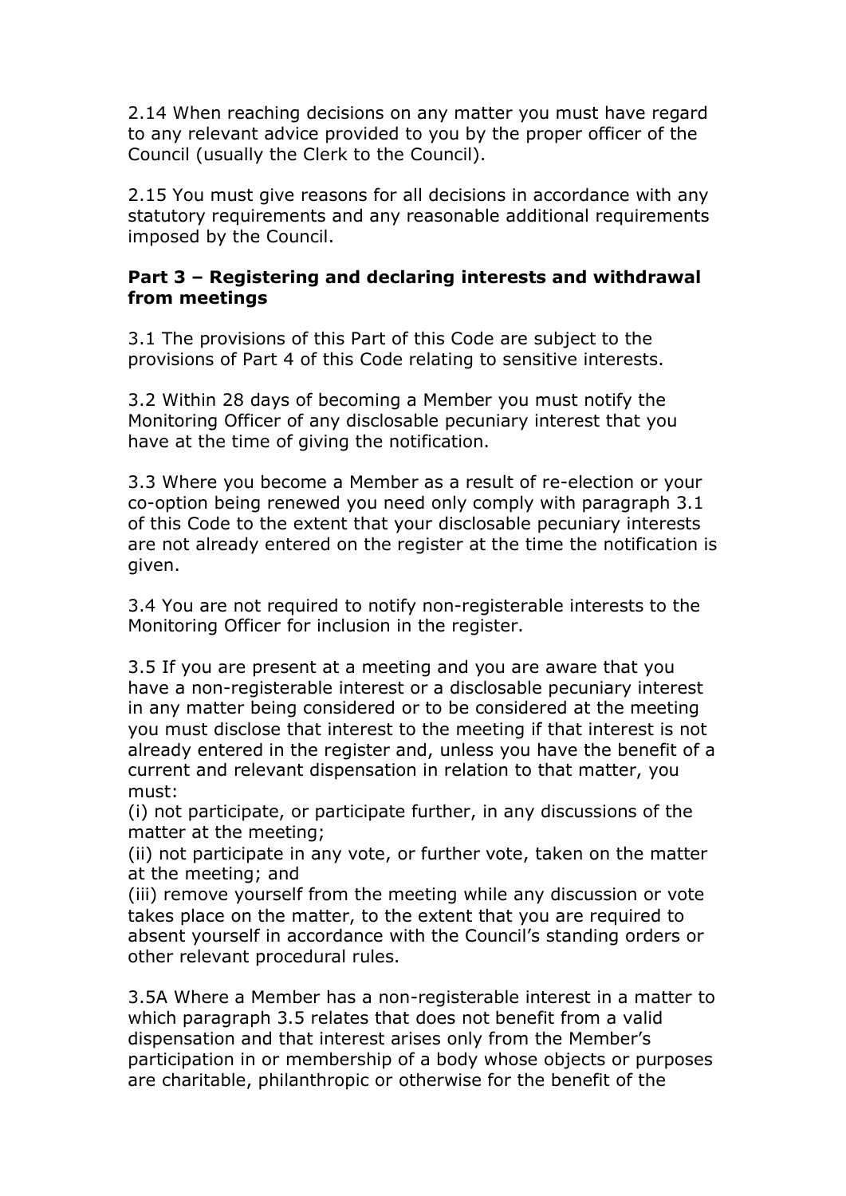2.14 When reaching decisions on any matter you must have regard to any relevant advice provided to you by the proper officer of the Council (usually the Clerk to the Council).

2.15 You must give reasons for all decisions in accordance with any statutory requirements and any reasonable additional requirements imposed by the Council.

**Part 3 – Registering and declaring interests and withdrawal from meetings**

3.1 The provisions of this Part of this Code are subject to the provisions of Part 4 of this Code relating to sensitive interests.

3.2 Within 28 days of becoming a Member you must notify the Monitoring Officer of any disclosable pecuniary interest that you have at the time of giving the notification.

3.3 Where you become a Member as a result of re-election or your co-option being renewed you need only comply with paragraph 3.1 of this Code to the extent that your disclosable pecuniary interests are not already entered on the register at the time the notification is given.

3.4 You are not required to notify non-registerable interests to the Monitoring Officer for inclusion in the register.

3.5 If you are present at a meeting and you are aware that you have a non-registerable interest or a disclosable pecuniary interest in any matter being considered or to be considered at the meeting you must disclose that interest to the meeting if that interest is not already entered in the register and, unless you have the benefit of a current and relevant dispensation in relation to that matter, you must:
(i) not participate, or participate further, in any discussions of the matter at the meeting;
(ii) not participate in any vote, or further vote, taken on the matter at the meeting; and
(iii) remove yourself from the meeting while any discussion or vote takes place on the matter, to the extent that you are required to absent yourself in accordance with the Council's standing orders or other relevant procedural rules.

3.5A Where a Member has a non-registerable interest in a matter to which paragraph 3.5 relates that does not benefit from a valid dispensation and that interest arises only from the Member's participation in or membership of a body whose objects or purposes are charitable, philanthropic or otherwise for the benefit of the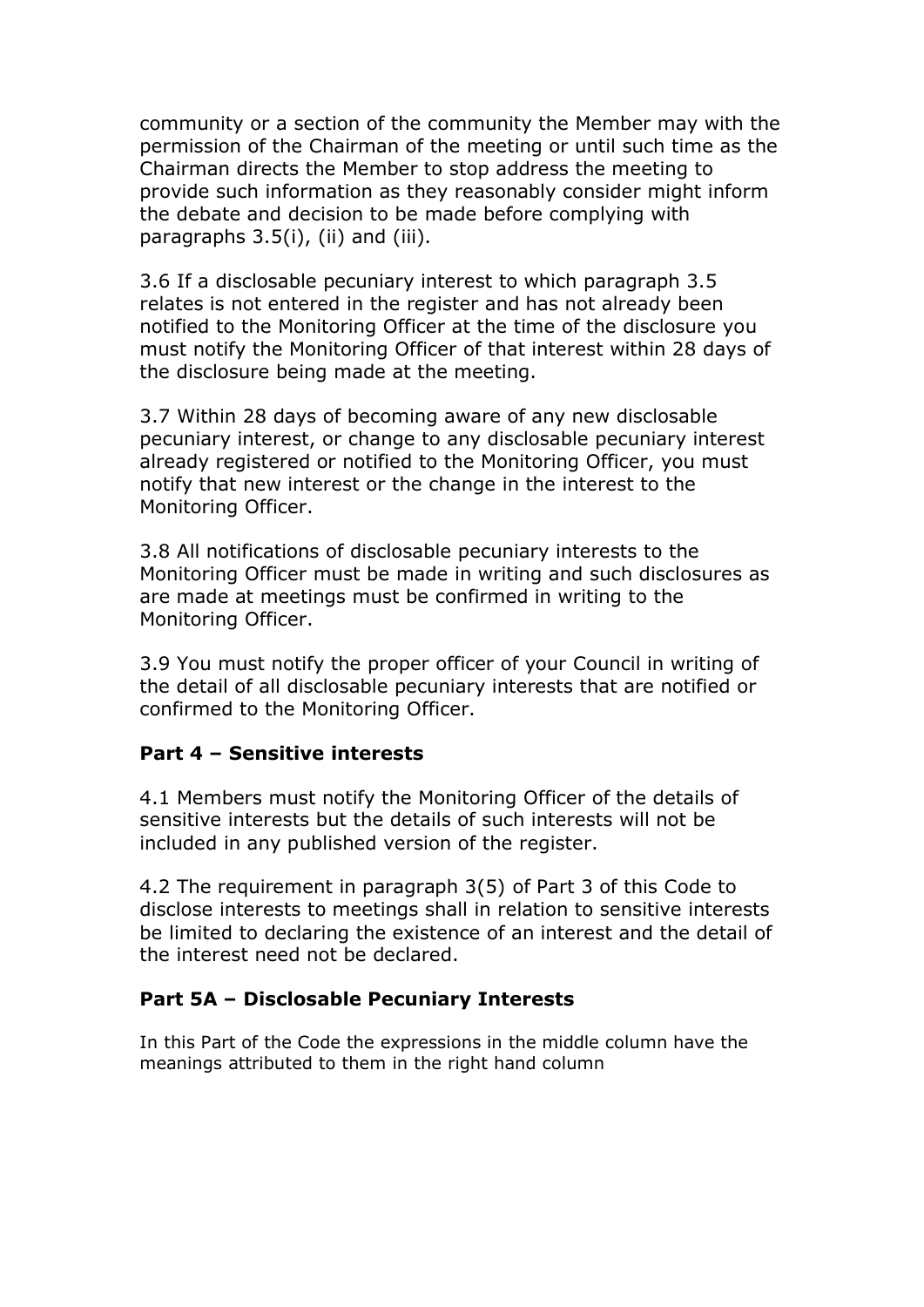community or a section of the community the Member may with the permission of the Chairman of the meeting or until such time as the Chairman directs the Member to stop address the meeting to provide such information as they reasonably consider might inform the debate and decision to be made before complying with paragraphs 3.5(i), (ii) and (iii).

3.6 If a disclosable pecuniary interest to which paragraph 3.5 relates is not entered in the register and has not already been notified to the Monitoring Officer at the time of the disclosure you must notify the Monitoring Officer of that interest within 28 days of the disclosure being made at the meeting.

3.7 Within 28 days of becoming aware of any new disclosable pecuniary interest, or change to any disclosable pecuniary interest already registered or notified to the Monitoring Officer, you must notify that new interest or the change in the interest to the Monitoring Officer.

3.8 All notifications of disclosable pecuniary interests to the Monitoring Officer must be made in writing and such disclosures as are made at meetings must be confirmed in writing to the Monitoring Officer.

3.9 You must notify the proper officer of your Council in writing of the detail of all disclosable pecuniary interests that are notified or confirmed to the Monitoring Officer.

## Part 4 – Sensitive interests

4.1 Members must notify the Monitoring Officer of the details of sensitive interests but the details of such interests will not be included in any published version of the register.

4.2 The requirement in paragraph 3(5) of Part 3 of this Code to disclose interests to meetings shall in relation to sensitive interests be limited to declaring the existence of an interest and the detail of the interest need not be declared.

## Part 5A – Disclosable Pecuniary Interests

In this Part of the Code the expressions in the middle column have the meanings attributed to them in the right hand column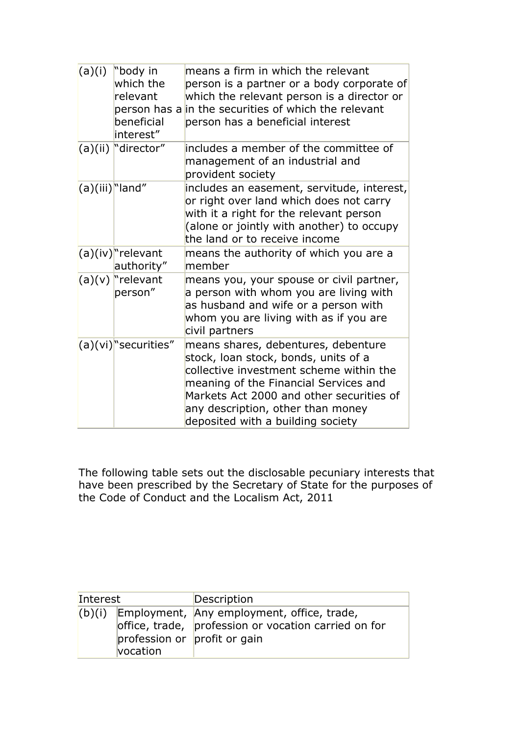| | | |
|---|---|---|
| (a)(i) | "body in which the relevant person has a beneficial interest" | means a firm in which the relevant person is a partner or a body corporate of which the relevant person is a director or in the securities of which the relevant person has a beneficial interest |
| (a)(ii) | "director" | includes a member of the committee of management of an industrial and provident society |
| (a)(iii) | "land" | includes an easement, servitude, interest, or right over land which does not carry with it a right for the relevant person (alone or jointly with another) to occupy the land or to receive income |
| (a)(iv) | "relevant authority" | means the authority of which you are a member |
| (a)(v) | "relevant person" | means you, your spouse or civil partner, a person with whom you are living with as husband and wife or a person with whom you are living with as if you are civil partners |
| (a)(vi) | "securities" | means shares, debentures, debenture stock, loan stock, bonds, units of a collective investment scheme within the meaning of the Financial Services and Markets Act 2000 and other securities of any description, other than money deposited with a building society |

The following table sets out the disclosable pecuniary interests that have been prescribed by the Secretary of State for the purposes of the Code of Conduct and the Localism Act, 2011

| Interest | | Description |
|---|---|---|
| (b)(i) | Employment, office, trade, profession or vocation | Any employment, office, trade, profession or vocation carried on for profit or gain |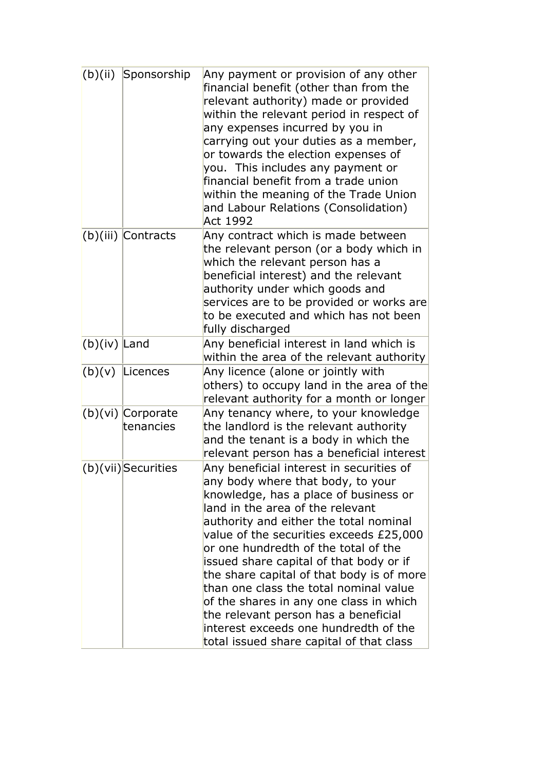| | | |
|---|---|---|
| (b)(ii) | Sponsorship | Any payment or provision of any other financial benefit (other than from the relevant authority) made or provided within the relevant period in respect of any expenses incurred by you in carrying out your duties as a member, or towards the election expenses of you. This includes any payment or financial benefit from a trade union within the meaning of the Trade Union and Labour Relations (Consolidation) Act 1992 |
| (b)(iii) | Contracts | Any contract which is made between the relevant person (or a body which in which the relevant person has a beneficial interest) and the relevant authority under which goods and services are to be provided or works are to be executed and which has not been fully discharged |
| (b)(iv) | Land | Any beneficial interest in land which is within the area of the relevant authority |
| (b)(v) | Licences | Any licence (alone or jointly with others) to occupy land in the area of the relevant authority for a month or longer |
| (b)(vi) | Corporate tenancies | Any tenancy where, to your knowledge the landlord is the relevant authority and the tenant is a body in which the relevant person has a beneficial interest |
| (b)(vii) | Securities | Any beneficial interest in securities of any body where that body, to your knowledge, has a place of business or land in the area of the relevant authority and either the total nominal value of the securities exceeds £25,000 or one hundredth of the total of the issued share capital of that body or if the share capital of that body is of more than one class the total nominal value of the shares in any one class in which the relevant person has a beneficial interest exceeds one hundredth of the total issued share capital of that class |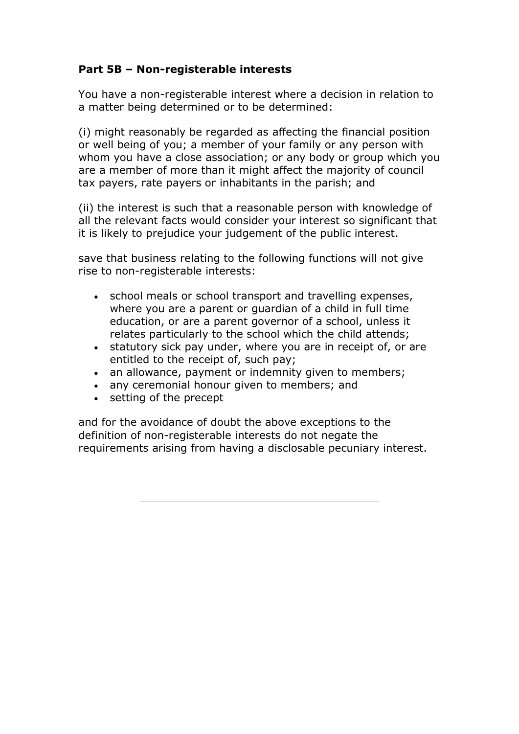**Part 5B – Non-registerable interests**

You have a non-registerable interest where a decision in relation to a matter being determined or to be determined:

(i) might reasonably be regarded as affecting the financial position or well being of you; a member of your family or any person with whom you have a close association; or any body or group which you are a member of more than it might affect the majority of council tax payers, rate payers or inhabitants in the parish; and

(ii) the interest is such that a reasonable person with knowledge of all the relevant facts would consider your interest so significant that it is likely to prejudice your judgement of the public interest.

save that business relating to the following functions will not give rise to non-registerable interests:

- school meals or school transport and travelling expenses, where you are a parent or guardian of a child in full time education, or are a parent governor of a school, unless it relates particularly to the school which the child attends;
- statutory sick pay under, where you are in receipt of, or are entitled to the receipt of, such pay;
- an allowance, payment or indemnity given to members;
- any ceremonial honour given to members; and
- setting of the precept

and for the avoidance of doubt the above exceptions to the definition of non-registerable interests do not negate the requirements arising from having a disclosable pecuniary interest.